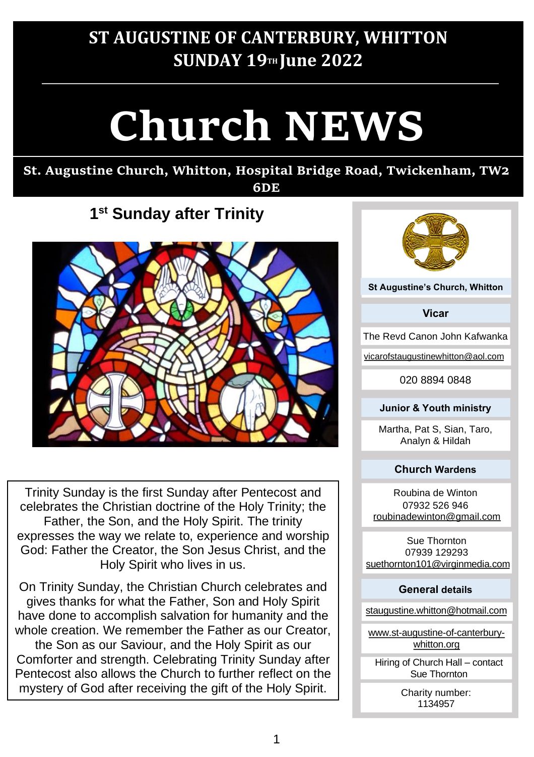# ST AUGUSTINE OF CANTERBURY, WHITTON
## SUNDAY 19TH June 2022

# Church NEWS

**St. Augustine Church, Whitton, Hospital Bridge Road, Twickenham, TW2 6DE**

## 1st Sunday after Trinity

Trinity Sunday is the first Sunday after Pentecost and celebrates the Christian doctrine of the Holy Trinity; the Father, the Son, and the Holy Spirit. The trinity expresses the way we relate to, experience and worship God: Father the Creator, the Son Jesus Christ, and the Holy Spirit who lives in us.

On Trinity Sunday, the Christian Church celebrates and gives thanks for what the Father, Son and Holy Spirit have done to accomplish salvation for humanity and the whole creation. We remember the Father as our Creator, the Son as our Saviour, and the Holy Spirit as our Comforter and strength. Celebrating Trinity Sunday after Pentecost also allows the Church to further reflect on the mystery of God after receiving the gift of the Holy Spirit.

**St Augustine's Church, Whitton**

**Vicar**

The Revd Canon John Kafwanka

vicarofstaugustinewhitton@aol.com

020 8894 0848

**Junior & Youth ministry**

Martha, Pat S, Sian, Taro, Analyn & Hildah

**Church Wardens**

Roubina de Winton
07932 526 946
roubinadewinton@gmail.com

Sue Thornton
07939 129293
suethornton101@virginmedia.com

**General details**

staugustine.whitton@hotmail.com

www.st-augustine-of-canterbury-whitton.org

Hiring of Church Hall – contact Sue Thornton

Charity number: 1134957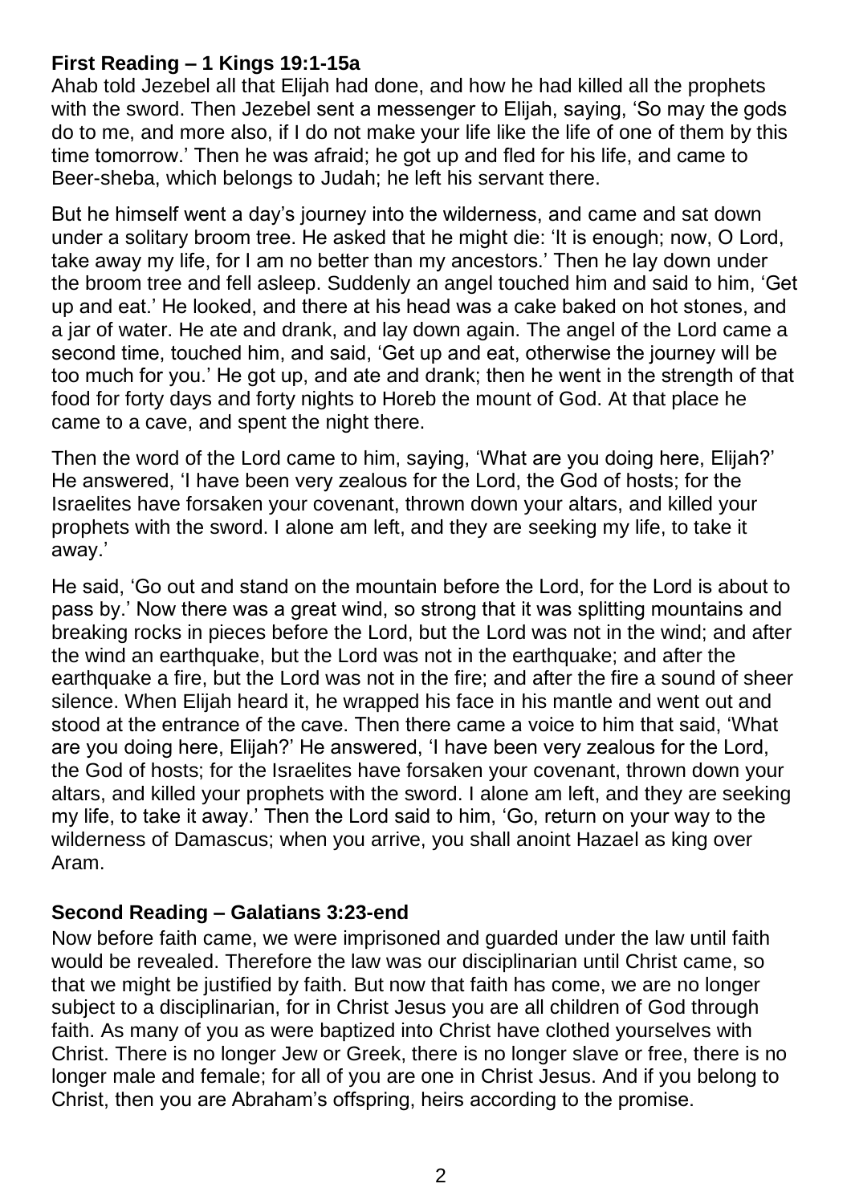**First Reading – 1 Kings 19:1-15a**

Ahab told Jezebel all that Elijah had done, and how he had killed all the prophets with the sword. Then Jezebel sent a messenger to Elijah, saying, 'So may the gods do to me, and more also, if I do not make your life like the life of one of them by this time tomorrow.' Then he was afraid; he got up and fled for his life, and came to Beer-sheba, which belongs to Judah; he left his servant there.

But he himself went a day's journey into the wilderness, and came and sat down under a solitary broom tree. He asked that he might die: 'It is enough; now, O Lord, take away my life, for I am no better than my ancestors.' Then he lay down under the broom tree and fell asleep. Suddenly an angel touched him and said to him, 'Get up and eat.' He looked, and there at his head was a cake baked on hot stones, and a jar of water. He ate and drank, and lay down again. The angel of the Lord came a second time, touched him, and said, 'Get up and eat, otherwise the journey will be too much for you.' He got up, and ate and drank; then he went in the strength of that food for forty days and forty nights to Horeb the mount of God. At that place he came to a cave, and spent the night there.

Then the word of the Lord came to him, saying, 'What are you doing here, Elijah?' He answered, 'I have been very zealous for the Lord, the God of hosts; for the Israelites have forsaken your covenant, thrown down your altars, and killed your prophets with the sword. I alone am left, and they are seeking my life, to take it away.'

He said, 'Go out and stand on the mountain before the Lord, for the Lord is about to pass by.' Now there was a great wind, so strong that it was splitting mountains and breaking rocks in pieces before the Lord, but the Lord was not in the wind; and after the wind an earthquake, but the Lord was not in the earthquake; and after the earthquake a fire, but the Lord was not in the fire; and after the fire a sound of sheer silence. When Elijah heard it, he wrapped his face in his mantle and went out and stood at the entrance of the cave. Then there came a voice to him that said, 'What are you doing here, Elijah?' He answered, 'I have been very zealous for the Lord, the God of hosts; for the Israelites have forsaken your covenant, thrown down your altars, and killed your prophets with the sword. I alone am left, and they are seeking my life, to take it away.' Then the Lord said to him, 'Go, return on your way to the wilderness of Damascus; when you arrive, you shall anoint Hazael as king over Aram.

**Second Reading – Galatians 3:23-end**

Now before faith came, we were imprisoned and guarded under the law until faith would be revealed. Therefore the law was our disciplinarian until Christ came, so that we might be justified by faith. But now that faith has come, we are no longer subject to a disciplinarian, for in Christ Jesus you are all children of God through faith. As many of you as were baptized into Christ have clothed yourselves with Christ. There is no longer Jew or Greek, there is no longer slave or free, there is no longer male and female; for all of you are one in Christ Jesus. And if you belong to Christ, then you are Abraham's offspring, heirs according to the promise.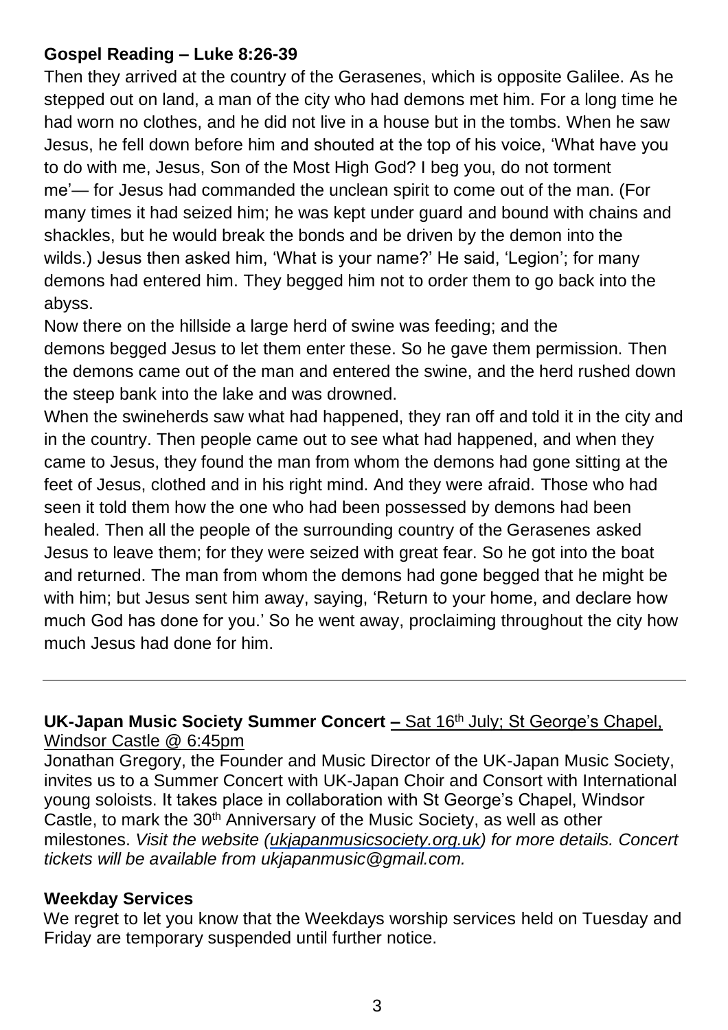**Gospel Reading – Luke 8:26-39**

Then they arrived at the country of the Gerasenes, which is opposite Galilee. As he stepped out on land, a man of the city who had demons met him. For a long time he had worn no clothes, and he did not live in a house but in the tombs. When he saw Jesus, he fell down before him and shouted at the top of his voice, 'What have you to do with me, Jesus, Son of the Most High God? I beg you, do not torment me'— for Jesus had commanded the unclean spirit to come out of the man. (For many times it had seized him; he was kept under guard and bound with chains and shackles, but he would break the bonds and be driven by the demon into the wilds.) Jesus then asked him, 'What is your name?' He said, 'Legion'; for many demons had entered him. They begged him not to order them to go back into the abyss.

Now there on the hillside a large herd of swine was feeding; and the demons begged Jesus to let them enter these. So he gave them permission. Then the demons came out of the man and entered the swine, and the herd rushed down the steep bank into the lake and was drowned.

When the swineherds saw what had happened, they ran off and told it in the city and in the country. Then people came out to see what had happened, and when they came to Jesus, they found the man from whom the demons had gone sitting at the feet of Jesus, clothed and in his right mind. And they were afraid. Those who had seen it told them how the one who had been possessed by demons had been healed. Then all the people of the surrounding country of the Gerasenes asked Jesus to leave them; for they were seized with great fear. So he got into the boat and returned. The man from whom the demons had gone begged that he might be with him; but Jesus sent him away, saying, 'Return to your home, and declare how much God has done for you.' So he went away, proclaiming throughout the city how much Jesus had done for him.

---

**UK-Japan Music Society Summer Concert –** Sat 16th July; St George's Chapel, Windsor Castle @ 6:45pm

Jonathan Gregory, the Founder and Music Director of the UK-Japan Music Society, invites us to a Summer Concert with UK-Japan Choir and Consort with International young soloists. It takes place in collaboration with St George's Chapel, Windsor Castle, to mark the 30th Anniversary of the Music Society, as well as other milestones. *Visit the website (ukjapanmusicsociety.org.uk) for more details. Concert tickets will be available from ukjapanmusic@gmail.com.*

**Weekday Services**

We regret to let you know that the Weekdays worship services held on Tuesday and Friday are temporary suspended until further notice.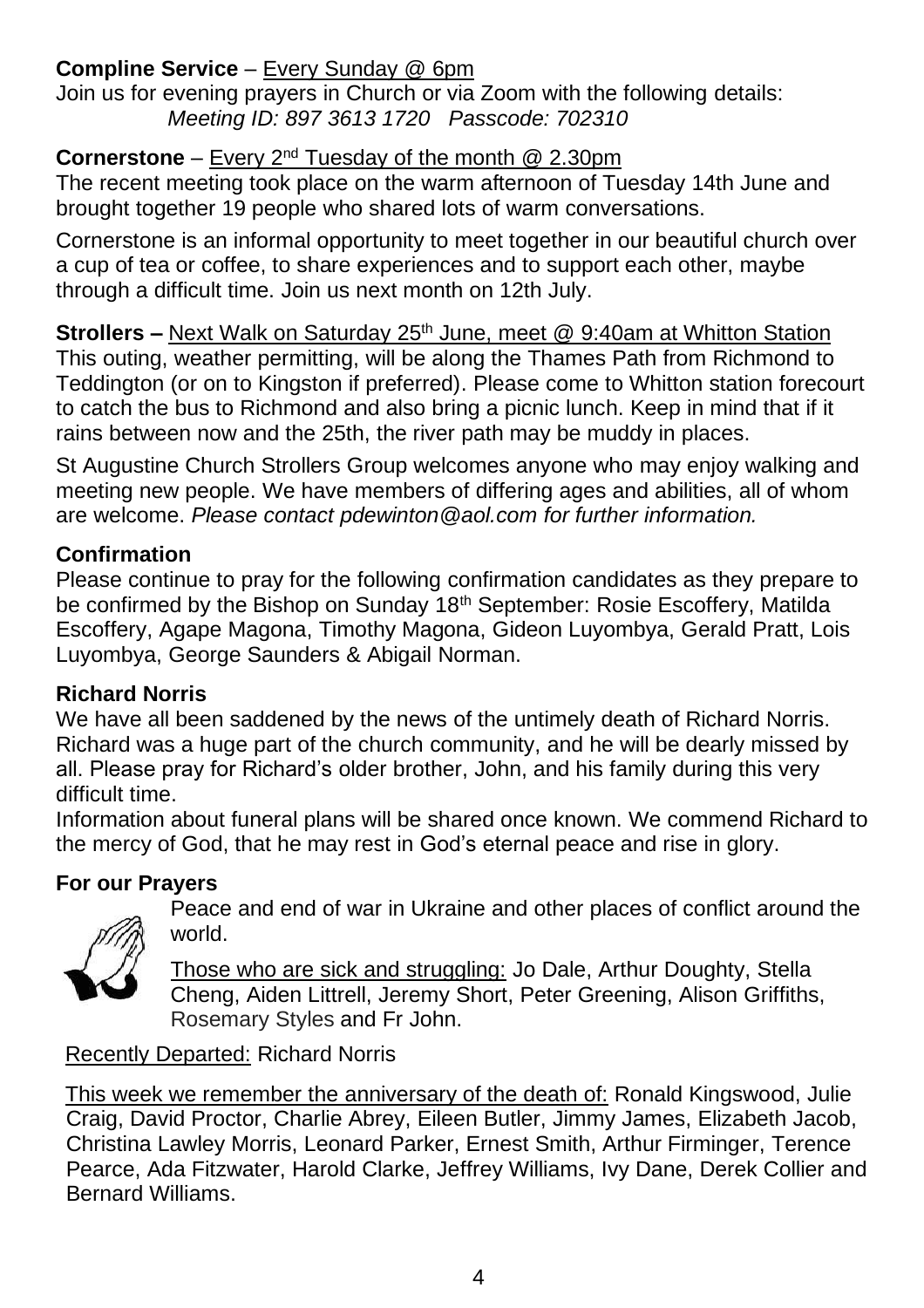**Compline Service** – Every Sunday @ 6pm

Join us for evening prayers in Church or via Zoom with the following details:
*Meeting ID: 897 3613 1720 Passcode: 702310*

**Cornerstone** – Every 2nd Tuesday of the month @ 2.30pm

The recent meeting took place on the warm afternoon of Tuesday 14th June and brought together 19 people who shared lots of warm conversations.

Cornerstone is an informal opportunity to meet together in our beautiful church over a cup of tea or coffee, to share experiences and to support each other, maybe through a difficult time. Join us next month on 12th July.

**Strollers –** Next Walk on Saturday 25th June, meet @ 9:40am at Whitton Station

This outing, weather permitting, will be along the Thames Path from Richmond to Teddington (or on to Kingston if preferred). Please come to Whitton station forecourt to catch the bus to Richmond and also bring a picnic lunch. Keep in mind that if it rains between now and the 25th, the river path may be muddy in places.

St Augustine Church Strollers Group welcomes anyone who may enjoy walking and meeting new people. We have members of differing ages and abilities, all of whom are welcome. *Please contact pdewinton@aol.com for further information.*

**Confirmation**

Please continue to pray for the following confirmation candidates as they prepare to be confirmed by the Bishop on Sunday 18th September: Rosie Escoffery, Matilda Escoffery, Agape Magona, Timothy Magona, Gideon Luyombya, Gerald Pratt, Lois Luyombya, George Saunders & Abigail Norman.

**Richard Norris**

We have all been saddened by the news of the untimely death of Richard Norris. Richard was a huge part of the church community, and he will be dearly missed by all. Please pray for Richard's older brother, John, and his family during this very difficult time.

Information about funeral plans will be shared once known. We commend Richard to the mercy of God, that he may rest in God's eternal peace and rise in glory.

**For our Prayers**

Peace and end of war in Ukraine and other places of conflict around the world.

Those who are sick and struggling: Jo Dale, Arthur Doughty, Stella Cheng, Aiden Littrell, Jeremy Short, Peter Greening, Alison Griffiths, Rosemary Styles and Fr John.

Recently Departed: Richard Norris

This week we remember the anniversary of the death of: Ronald Kingswood, Julie Craig, David Proctor, Charlie Abrey, Eileen Butler, Jimmy James, Elizabeth Jacob, Christina Lawley Morris, Leonard Parker, Ernest Smith, Arthur Firminger, Terence Pearce, Ada Fitzwater, Harold Clarke, Jeffrey Williams, Ivy Dane, Derek Collier and Bernard Williams.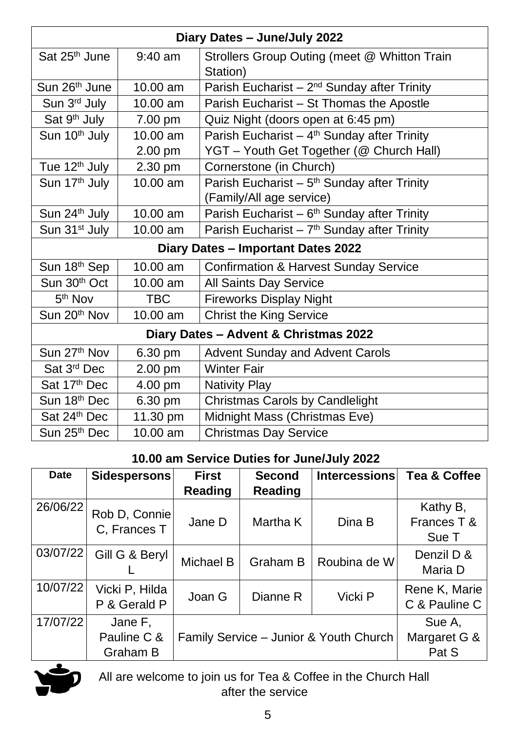| Diary Dates – June/July 2022 | | |
|---|---|---|
| Sat 25th June | 9:40 am | Strollers Group Outing (meet @ Whitton Train Station) |
| Sun 26th June | 10.00 am | Parish Eucharist – 2nd Sunday after Trinity |
| Sun 3rd July | 10.00 am | Parish Eucharist – St Thomas the Apostle |
| Sat 9th July | 7.00 pm | Quiz Night (doors open at 6:45 pm) |
| Sun 10th July | 10.00 am<br>2.00 pm | Parish Eucharist – 4th Sunday after Trinity<br>YGT – Youth Get Together (@ Church Hall) |
| Tue 12th July | 2.30 pm | Cornerstone (in Church) |
| Sun 17th July | 10.00 am | Parish Eucharist – 5th Sunday after Trinity (Family/All age service) |
| Sun 24th July | 10.00 am | Parish Eucharist – 6th Sunday after Trinity |
| Sun 31st July | 10.00 am | Parish Eucharist – 7th Sunday after Trinity |
| **Diary Dates – Important Dates 2022** | | |
| Sun 18th Sep | 10.00 am | Confirmation & Harvest Sunday Service |
| Sun 30th Oct | 10.00 am | All Saints Day Service |
| 5th Nov | TBC | Fireworks Display Night |
| Sun 20th Nov | 10.00 am | Christ the King Service |
| **Diary Dates – Advent & Christmas 2022** | | |
| Sun 27th Nov | 6.30 pm | Advent Sunday and Advent Carols |
| Sat 3rd Dec | 2.00 pm | Winter Fair |
| Sat 17th Dec | 4.00 pm | Nativity Play |
| Sun 18th Dec | 6.30 pm | Christmas Carols by Candlelight |
| Sat 24th Dec | 11.30 pm | Midnight Mass (Christmas Eve) |
| Sun 25th Dec | 10.00 am | Christmas Day Service |

## 10.00 am Service Duties for June/July 2022

| Date | Sidespersons | First Reading | Second Reading | Intercessions | Tea & Coffee |
|---|---|---|---|---|---|
| 26/06/22 | Rob D, Connie C, Frances T | Jane D | Martha K | Dina B | Kathy B, Frances T & Sue T |
| 03/07/22 | Gill G & Beryl L | Michael B | Graham B | Roubina de W | Denzil D & Maria D |
| 10/07/22 | Vicki P, Hilda P & Gerald P | Joan G | Dianne R | Vicki P | Rene K, Marie C & Pauline C |
| 17/07/22 | Jane F, Pauline C & Graham B | Family Service – Junior & Youth Church | | | Sue A, Margaret G & Pat S |

All are welcome to join us for Tea & Coffee in the Church Hall after the service